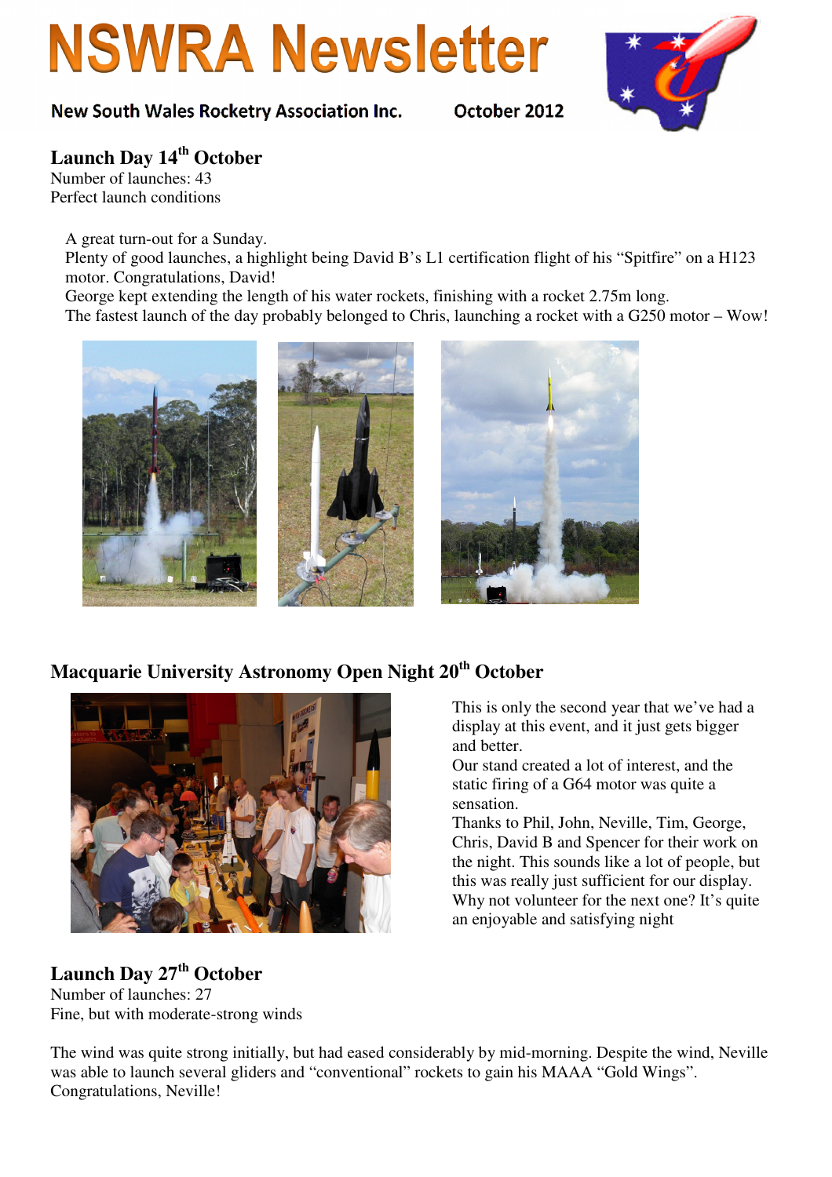# NSWRA Newsletter

New South Wales Rocketry Association Inc. October 2012

## Launch Day 14th October

Number of launches: 43
Perfect launch conditions

A great turn-out for a Sunday.
Plenty of good launches, a highlight being David B's L1 certification flight of his "Spitfire" on a H123 motor. Congratulations, David!
George kept extending the length of his water rockets, finishing with a rocket 2.75m long.
The fastest launch of the day probably belonged to Chris, launching a rocket with a G250 motor – Wow!

## Macquarie University Astronomy Open Night 20th October

This is only the second year that we've had a display at this event, and it just gets bigger and better.
Our stand created a lot of interest, and the static firing of a G64 motor was quite a sensation.
Thanks to Phil, John, Neville, Tim, George, Chris, David B and Spencer for their work on the night. This sounds like a lot of people, but this was really just sufficient for our display. Why not volunteer for the next one? It's quite an enjoyable and satisfying night

## Launch Day 27th October

Number of launches: 27
Fine, but with moderate-strong winds

The wind was quite strong initially, but had eased considerably by mid-morning. Despite the wind, Neville was able to launch several gliders and "conventional" rockets to gain his MAAA "Gold Wings". Congratulations, Neville!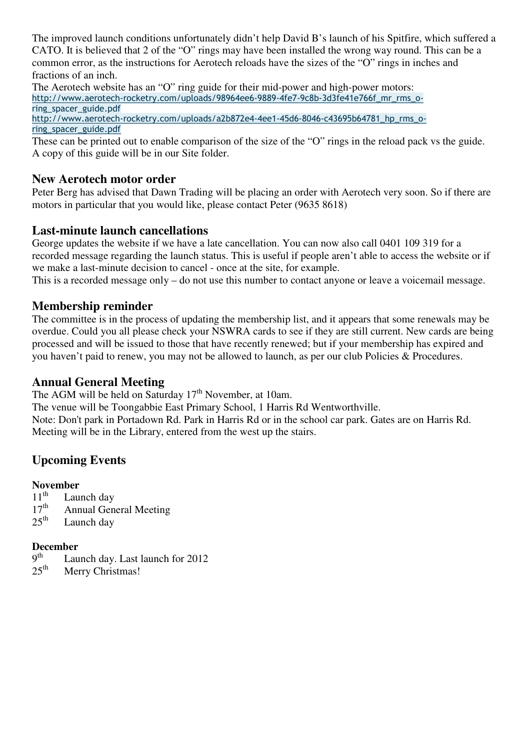The improved launch conditions unfortunately didn't help David B's launch of his Spitfire, which suffered a CATO. It is believed that 2 of the "O" rings may have been installed the wrong way round. This can be a common error, as the instructions for Aerotech reloads have the sizes of the "O" rings in inches and fractions of an inch.

The Aerotech website has an "O" ring guide for their mid-power and high-power motors:
http://www.aerotech-rocketry.com/uploads/98964ee6-9889-4fe7-9c8b-3d3fe41e766f_mr_rms_o-ring_spacer_guide.pdf
http://www.aerotech-rocketry.com/uploads/a2b872e4-4ee1-45d6-8046-c43695b64781_hp_rms_o-ring_spacer_guide.pdf

These can be printed out to enable comparison of the size of the "O" rings in the reload pack vs the guide. A copy of this guide will be in our Site folder.

## New Aerotech motor order

Peter Berg has advised that Dawn Trading will be placing an order with Aerotech very soon. So if there are motors in particular that you would like, please contact Peter (9635 8618)

## Last-minute launch cancellations

George updates the website if we have a late cancellation. You can now also call 0401 109 319 for a recorded message regarding the launch status. This is useful if people aren't able to access the website or if we make a last-minute decision to cancel - once at the site, for example.

This is a recorded message only – do not use this number to contact anyone or leave a voicemail message.

## Membership reminder

The committee is in the process of updating the membership list, and it appears that some renewals may be overdue. Could you all please check your NSWRA cards to see if they are still current. New cards are being processed and will be issued to those that have recently renewed; but if your membership has expired and you haven't paid to renew, you may not be allowed to launch, as per our club Policies & Procedures.

## Annual General Meeting

The AGM will be held on Saturday 17th November, at 10am.

The venue will be Toongabbie East Primary School, 1 Harris Rd Wentworthville.

Note: Don't park in Portadown Rd. Park in Harris Rd or in the school car park. Gates are on Harris Rd. Meeting will be in the Library, entered from the west up the stairs.

## Upcoming Events

**November**

11th Launch day
17th Annual General Meeting
25th Launch day

**December**

9th Launch day. Last launch for 2012
25th Merry Christmas!